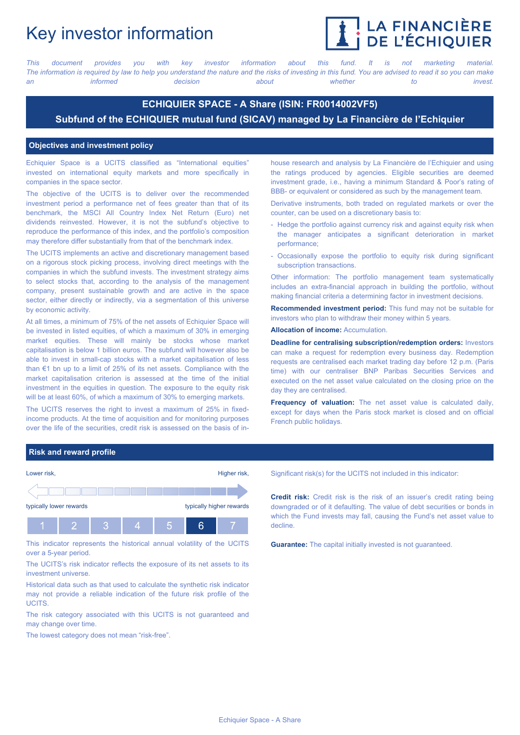# Key investor information

LA FINANCIÈRE DE L'ÉCHIQUIER

*This document provides you with key investor information about this fund. It is not marketing material. The information is required by law to help you understand the nature and the risks of investing in this fund. You are advised to read it so you can make an informed decision about whether to invest.*

## ECHIQUIER SPACE - A Share (ISIN: FR0014002VF5)

**Subfund of the ECHIQUIER mutual fund (SICAV) managed by La Financière de l'Echiquier**

## Objectives and investment policy

Echiquier Space is a UCITS classified as "International equities" invested on international equity markets and more specifically in companies in the space sector.

The objective of the UCITS is to deliver over the recommended investment period a performance net of fees greater than that of its benchmark, the MSCI All Country Index Net Return (Euro) net dividends reinvested. However, it is not the subfund's objective to reproduce the performance of this index, and the portfolio's composition may therefore differ substantially from that of the benchmark index.

The UCITS implements an active and discretionary management based on a rigorous stock picking process, involving direct meetings with the companies in which the subfund invests. The investment strategy aims to select stocks that, according to the analysis of the management company, present sustainable growth and are active in the space sector, either directly or indirectly, via a segmentation of this universe by economic activity.

At all times, a minimum of 75% of the net assets of Echiquier Space will be invested in listed equities, of which a maximum of 30% in emerging market equities. These will mainly be stocks whose market capitalisation is below 1 billion euros. The subfund will however also be able to invest in small-cap stocks with a market capitalisation of less than €1 bn up to a limit of 25% of its net assets. Compliance with the market capitalisation criterion is assessed at the time of the initial investment in the equities in question. The exposure to the equity risk will be at least 60%, of which a maximum of 30% to emerging markets.

The UCITS reserves the right to invest a maximum of 25% in fixed-income products. At the time of acquisition and for monitoring purposes over the life of the securities, credit risk is assessed on the basis of in-house research and analysis by La Financière de l'Echiquier and using the ratings produced by agencies. Eligible securities are deemed investment grade, i.e., having a minimum Standard & Poor's rating of BBB- or equivalent or considered as such by the management team.

Derivative instruments, both traded on regulated markets or over the counter, can be used on a discretionary basis to:

- Hedge the portfolio against currency risk and against equity risk when the manager anticipates a significant deterioration in market performance;
- Occasionally expose the portfolio to equity risk during significant subscription transactions.

Other information: The portfolio management team systematically includes an extra-financial approach in building the portfolio, without making financial criteria a determining factor in investment decisions.

**Recommended investment period:** This fund may not be suitable for investors who plan to withdraw their money within 5 years.

**Allocation of income:** Accumulation.

**Deadline for centralising subscription/redemption orders:** Investors can make a request for redemption every business day. Redemption requests are centralised each market trading day before 12 p.m. (Paris time) with our centraliser BNP Paribas Securities Services and executed on the net asset value calculated on the closing price on the day they are centralised.

**Frequency of valuation:** The net asset value is calculated daily, except for days when the Paris stock market is closed and on official French public holidays.

## Risk and reward profile

Lower risk, — Higher risk,

typically lower rewards — typically higher rewards

| 1 | 2 | 3 | 4 | 5 | **6** | 7 |
|---|---|---|---|---|---|---|

This indicator represents the historical annual volatility of the UCITS over a 5-year period.

The UCITS's risk indicator reflects the exposure of its net assets to its investment universe.

Historical data such as that used to calculate the synthetic risk indicator may not provide a reliable indication of the future risk profile of the UCITS.

The risk category associated with this UCITS is not guaranteed and may change over time.

The lowest category does not mean "risk-free".

Significant risk(s) for the UCITS not included in this indicator:

**Credit risk:** Credit risk is the risk of an issuer's credit rating being downgraded or of it defaulting. The value of debt securities or bonds in which the Fund invests may fall, causing the Fund's net asset value to decline.

**Guarantee:** The capital initially invested is not guaranteed.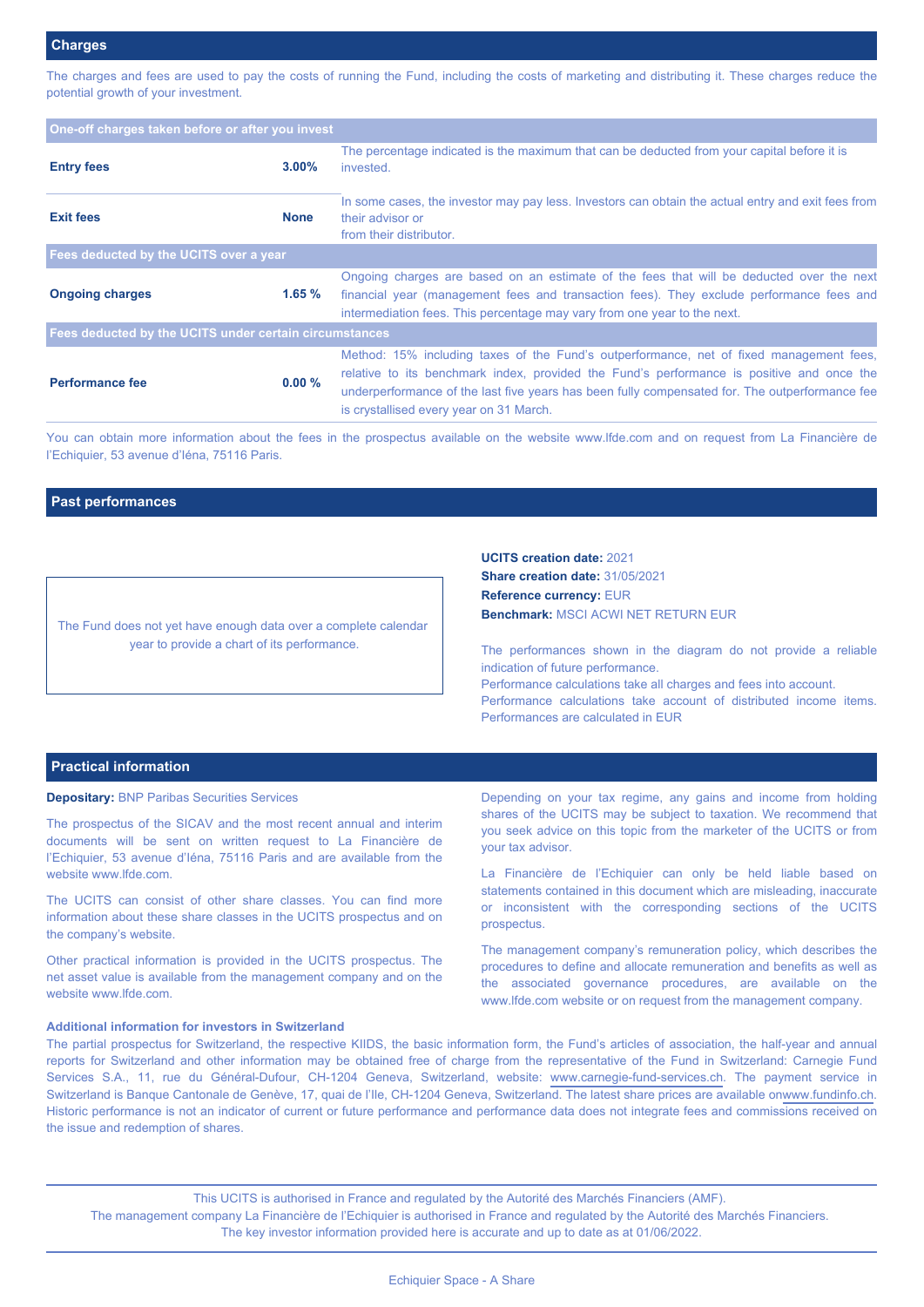## Charges

The charges and fees are used to pay the costs of running the Fund, including the costs of marketing and distributing it. These charges reduce the potential growth of your investment.

| One-off charges taken before or after you invest | | |
|---|---|---|
| **Entry fees** | **3.00%** | The percentage indicated is the maximum that can be deducted from your capital before it is invested. |
| **Exit fees** | **None** | In some cases, the investor may pay less. Investors can obtain the actual entry and exit fees from their advisor or from their distributor. |
| **Fees deducted by the UCITS over a year** | | |
| **Ongoing charges** | **1.65 %** | Ongoing charges are based on an estimate of the fees that will be deducted over the next financial year (management fees and transaction fees). They exclude performance fees and intermediation fees. This percentage may vary from one year to the next. |
| **Fees deducted by the UCITS under certain circumstances** | | |
| **Performance fee** | **0.00 %** | Method: 15% including taxes of the Fund's outperformance, net of fixed management fees, relative to its benchmark index, provided the Fund's performance is positive and once the underperformance of the last five years has been fully compensated for. The outperformance fee is crystallised every year on 31 March. |

You can obtain more information about the fees in the prospectus available on the website www.lfde.com and on request from La Financière de l'Echiquier, 53 avenue d'Iéna, 75116 Paris.

## Past performances

The Fund does not yet have enough data over a complete calendar year to provide a chart of its performance.

**UCITS creation date:** 2021
**Share creation date:** 31/05/2021
**Reference currency:** EUR
**Benchmark:** MSCI ACWI NET RETURN EUR

The performances shown in the diagram do not provide a reliable indication of future performance.
Performance calculations take all charges and fees into account.
Performance calculations take account of distributed income items.
Performances are calculated in EUR

## Practical information

**Depositary:** BNP Paribas Securities Services

The prospectus of the SICAV and the most recent annual and interim documents will be sent on written request to La Financière de l'Echiquier, 53 avenue d'Iéna, 75116 Paris and are available from the website www.lfde.com.

The UCITS can consist of other share classes. You can find more information about these share classes in the UCITS prospectus and on the company's website.

Other practical information is provided in the UCITS prospectus. The net asset value is available from the management company and on the website www.lfde.com.

Depending on your tax regime, any gains and income from holding shares of the UCITS may be subject to taxation. We recommend that you seek advice on this topic from the marketer of the UCITS or from your tax advisor.

La Financière de l'Echiquier can only be held liable based on statements contained in this document which are misleading, inaccurate or inconsistent with the corresponding sections of the UCITS prospectus.

The management company's remuneration policy, which describes the procedures to define and allocate remuneration and benefits as well as the associated governance procedures, are available on the www.lfde.com website or on request from the management company.

**Additional information for investors in Switzerland**

The partial prospectus for Switzerland, the respective KIIDS, the basic information form, the Fund's articles of association, the half-year and annual reports for Switzerland and other information may be obtained free of charge from the representative of the Fund in Switzerland: Carnegie Fund Services S.A., 11, rue du Général-Dufour, CH-1204 Geneva, Switzerland, website: www.carnegie-fund-services.ch. The payment service in Switzerland is Banque Cantonale de Genève, 17, quai de l'Ile, CH-1204 Geneva, Switzerland. The latest share prices are available onwww.fundinfo.ch. Historic performance is not an indicator of current or future performance and performance data does not integrate fees and commissions received on the issue and redemption of shares.

This UCITS is authorised in France and regulated by the Autorité des Marchés Financiers (AMF).
The management company La Financière de l'Echiquier is authorised in France and regulated by the Autorité des Marchés Financiers.
The key investor information provided here is accurate and up to date as at 01/06/2022.